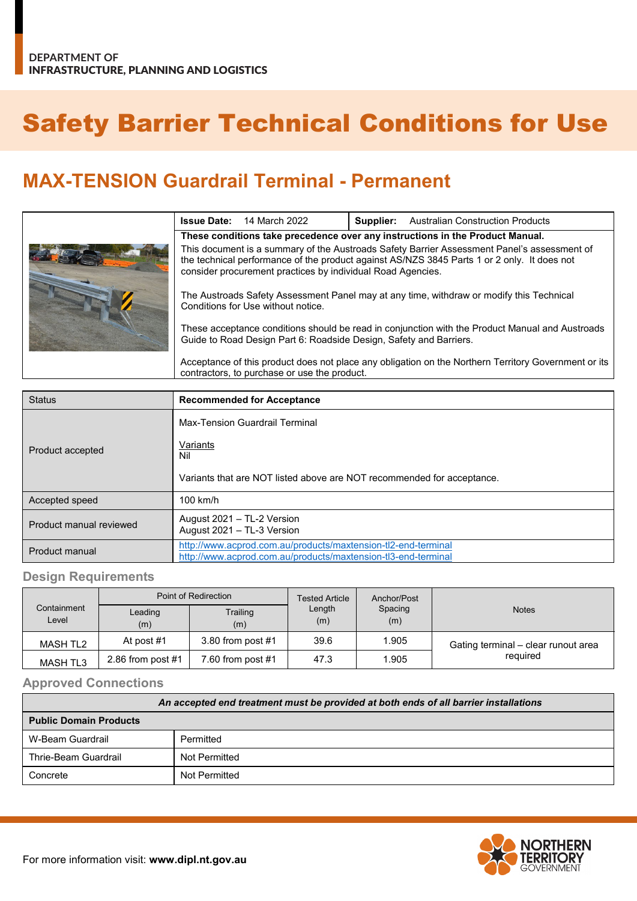DEPARTMENT OF
INFRASTRUCTURE, PLANNING AND LOGISTICS

# Safety Barrier Technical Conditions for Use

## MAX-TENSION Guardrail Terminal - Permanent

| **Issue Date:** 14 March 2022 | **Supplier:** Australian Construction Products |
|---|---|

**These conditions take precedence over any instructions in the Product Manual.**

This document is a summary of the Austroads Safety Barrier Assessment Panel's assessment of the technical performance of the product against AS/NZS 3845 Parts 1 or 2 only. It does not consider procurement practices by individual Road Agencies.

The Austroads Safety Assessment Panel may at any time, withdraw or modify this Technical Conditions for Use without notice.

These acceptance conditions should be read in conjunction with the Product Manual and Austroads Guide to Road Design Part 6: Roadside Design, Safety and Barriers.

Acceptance of this product does not place any obligation on the Northern Territory Government or its contractors, to purchase or use the product.

| Status | **Recommended for Acceptance** |
|---|---|
| Product accepted | Max-Tension Guardrail Terminal<br><br>Variants<br>Nil<br><br>Variants that are NOT listed above are NOT recommended for acceptance. |
| Accepted speed | 100 km/h |
| Product manual reviewed | August 2021 – TL-2 Version<br>August 2021 – TL-3 Version |
| Product manual | http://www.acprod.com.au/products/maxtension-tl2-end-terminal<br>http://www.acprod.com.au/products/maxtension-tl3-end-terminal |

### Design Requirements

| Containment Level | Point of Redirection | | Tested Article Length (m) | Anchor/Post Spacing (m) | Notes |
|---|---|---|---|---|---|
| | Leading (m) | Trailing (m) | | | |
| MASH TL2 | At post #1 | 3.80 from post #1 | 39.6 | 1.905 | Gating terminal – clear runout area required |
| MASH TL3 | 2.86 from post #1 | 7.60 from post #1 | 47.3 | 1.905 | |

### Approved Connections

| ***An accepted end treatment must be provided at both ends of all barrier installations*** | |
|---|---|
| **Public Domain Products** | |
| W-Beam Guardrail | Permitted |
| Thrie-Beam Guardrail | Not Permitted |
| Concrete | Not Permitted |

For more information visit: **www.dipl.nt.gov.au**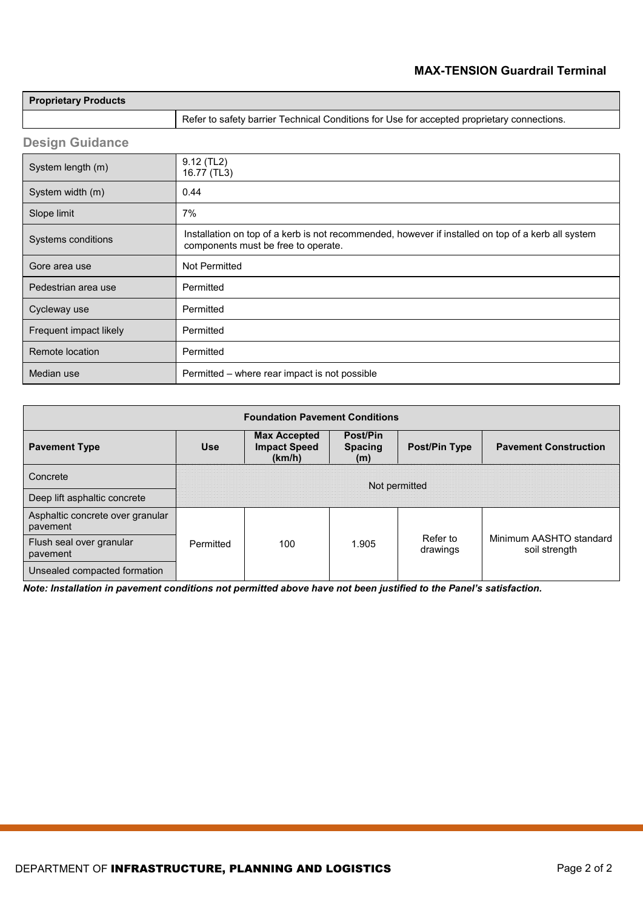## MAX-TENSION Guardrail Terminal

| Proprietary Products | |
|---|---|
| | Refer to safety barrier Technical Conditions for Use for accepted proprietary connections. |

## Design Guidance

| | |
|---|---|
| System length (m) | 9.12 (TL2)<br>16.77 (TL3) |
| System width (m) | 0.44 |
| Slope limit | 7% |
| Systems conditions | Installation on top of a kerb is not recommended, however if installed on top of a kerb all system components must be free to operate. |
| Gore area use | Not Permitted |
| Pedestrian area use | Permitted |
| Cycleway use | Permitted |
| Frequent impact likely | Permitted |
| Remote location | Permitted |
| Median use | Permitted – where rear impact is not possible |

| Foundation Pavement Conditions | | | | | |
|---|---|---|---|---|---|
| **Pavement Type** | **Use** | **Max Accepted Impact Speed (km/h)** | **Post/Pin Spacing (m)** | **Post/Pin Type** | **Pavement Construction** |
| Concrete | Not permitted | | | | |
| Deep lift asphaltic concrete | Not permitted | | | | |
| Asphaltic concrete over granular pavement | Permitted | 100 | 1.905 | Refer to drawings | Minimum AASHTO standard soil strength |
| Flush seal over granular pavement | Permitted | 100 | 1.905 | Refer to drawings | Minimum AASHTO standard soil strength |
| Unsealed compacted formation | Permitted | 100 | 1.905 | Refer to drawings | Minimum AASHTO standard soil strength |

***Note: Installation in pavement conditions not permitted above have not been justified to the Panel's satisfaction.***